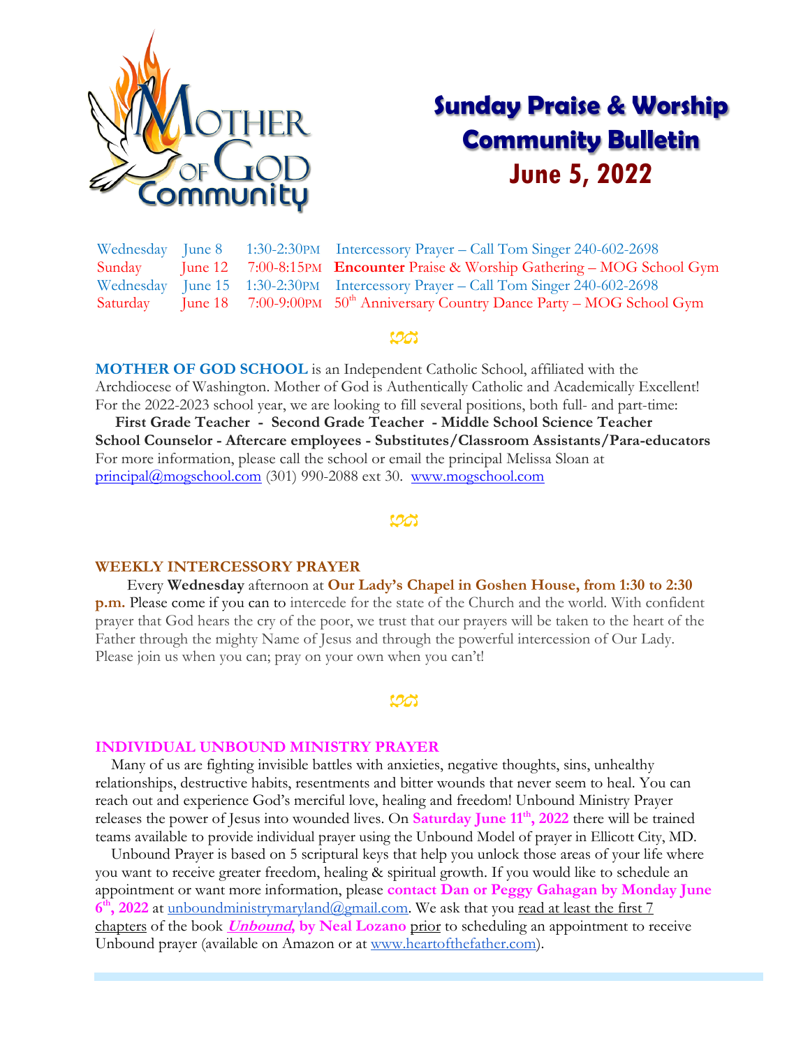# Sunday Praise & Worship Community Bulletin

## June 5, 2022

| | | | |
|---|---|---|---|
| Wednesday | June 8 | 1:30-2:30PM | Intercessory Prayer – Call Tom Singer 240-602-2698 |
| Sunday | June 12 | 7:00-8:15PM | **Encounter** Praise & Worship Gathering – MOG School Gym |
| Wednesday | June 15 | 1:30-2:30PM | Intercessory Prayer – Call Tom Singer 240-602-2698 |
| Saturday | June 18 | 7:00-9:00PM | 50th Anniversary Country Dance Party – MOG School Gym |

**MOTHER OF GOD SCHOOL** is an Independent Catholic School, affiliated with the Archdiocese of Washington. Mother of God is Authentically Catholic and Academically Excellent! For the 2022-2023 school year, we are looking to fill several positions, both full- and part-time:

**First Grade Teacher - Second Grade Teacher - Middle School Science Teacher School Counselor - Aftercare employees - Substitutes/Classroom Assistants/Para-educators**

For more information, please call the school or email the principal Melissa Sloan at principal@mogschool.com (301) 990-2088 ext 30. www.mogschool.com

### WEEKLY INTERCESSORY PRAYER

Every **Wednesday** afternoon at **Our Lady's Chapel in Goshen House, from 1:30 to 2:30 p.m.** Please come if you can to intercede for the state of the Church and the world. With confident prayer that God hears the cry of the poor, we trust that our prayers will be taken to the heart of the Father through the mighty Name of Jesus and through the powerful intercession of Our Lady. Please join us when you can; pray on your own when you can't!

### INDIVIDUAL UNBOUND MINISTRY PRAYER

Many of us are fighting invisible battles with anxieties, negative thoughts, sins, unhealthy relationships, destructive habits, resentments and bitter wounds that never seem to heal. You can reach out and experience God's merciful love, healing and freedom! Unbound Ministry Prayer releases the power of Jesus into wounded lives. On **Saturday June 11th, 2022** there will be trained teams available to provide individual prayer using the Unbound Model of prayer in Ellicott City, MD.

Unbound Prayer is based on 5 scriptural keys that help you unlock those areas of your life where you want to receive greater freedom, healing & spiritual growth. If you would like to schedule an appointment or want more information, please **contact Dan or Peggy Gahagan by Monday June 6th, 2022** at unboundministrymaryland@gmail.com. We ask that you read at least the first 7 chapters of the book ***Unbound*, by Neal Lozano** prior to scheduling an appointment to receive Unbound prayer (available on Amazon or at www.heartofthefather.com).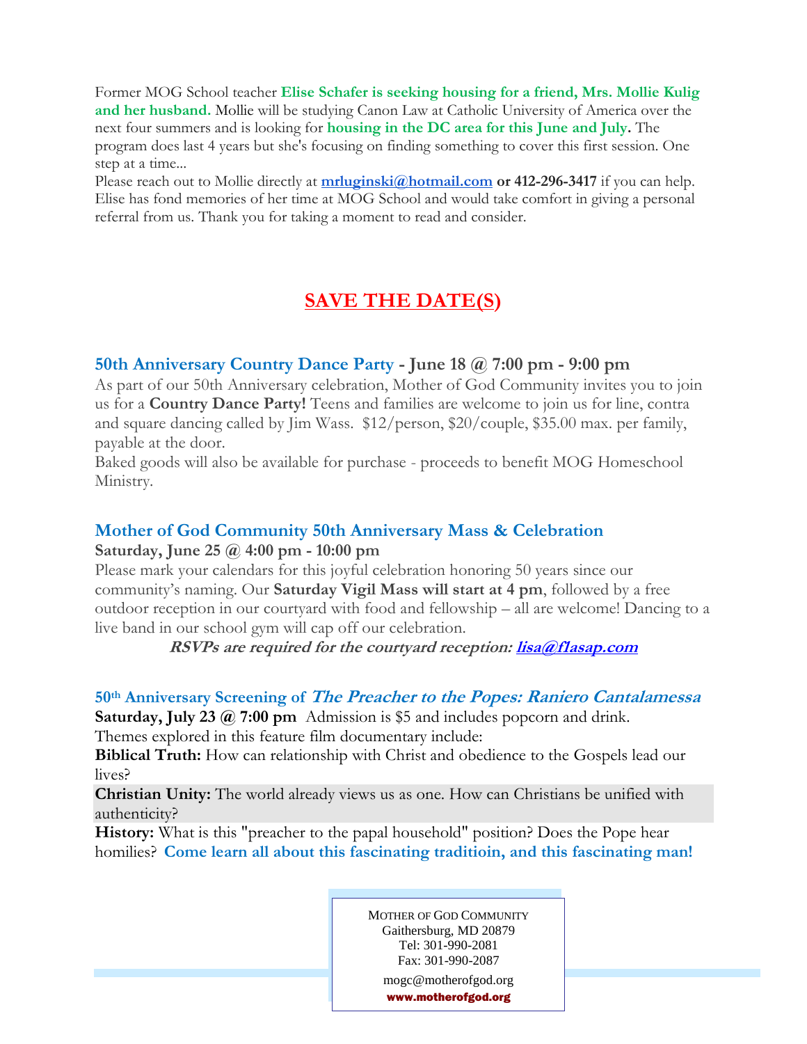Former MOG School teacher **Elise Schafer is seeking housing for a friend, Mrs. Mollie Kulig and her husband.** Mollie will be studying Canon Law at Catholic University of America over the next four summers and is looking for **housing in the DC area for this June and July.** The program does last 4 years but she's focusing on finding something to cover this first session. One step at a time...

Please reach out to Mollie directly at **mrluginski@hotmail.com or 412-296-3417** if you can help. Elise has fond memories of her time at MOG School and would take comfort in giving a personal referral from us. Thank you for taking a moment to read and consider.

# SAVE THE DATE(S)

## 50th Anniversary Country Dance Party - June 18 @ 7:00 pm - 9:00 pm

As part of our 50th Anniversary celebration, Mother of God Community invites you to join us for a **Country Dance Party!** Teens and families are welcome to join us for line, contra and square dancing called by Jim Wass. $12/person, $20/couple, $35.00 max. per family, payable at the door.

Baked goods will also be available for purchase - proceeds to benefit MOG Homeschool Ministry.

## Mother of God Community 50th Anniversary Mass & Celebration

**Saturday, June 25 @ 4:00 pm - 10:00 pm**

Please mark your calendars for this joyful celebration honoring 50 years since our community's naming. Our **Saturday Vigil Mass will start at 4 pm**, followed by a free outdoor reception in our courtyard with food and fellowship – all are welcome! Dancing to a live band in our school gym will cap off our celebration.

***RSVPs are required for the courtyard reception: lisa@f1asap.com***

## 50th Anniversary Screening of *The Preacher to the Popes: Raniero Cantalamessa*

**Saturday, July 23 @ 7:00 pm** Admission is $5 and includes popcorn and drink.

Themes explored in this feature film documentary include:

**Biblical Truth:** How can relationship with Christ and obedience to the Gospels lead our lives?

**Christian Unity:** The world already views us as one. How can Christians be unified with authenticity?

**History:** What is this "preacher to the papal household" position? Does the Pope hear homilies? **Come learn all about this fascinating traditioin, and this fascinating man!**

MOTHER OF GOD COMMUNITY
Gaithersburg, MD 20879
Tel: 301-990-2081
Fax: 301-990-2087
mogc@motherofgod.org
www.motherofgod.org